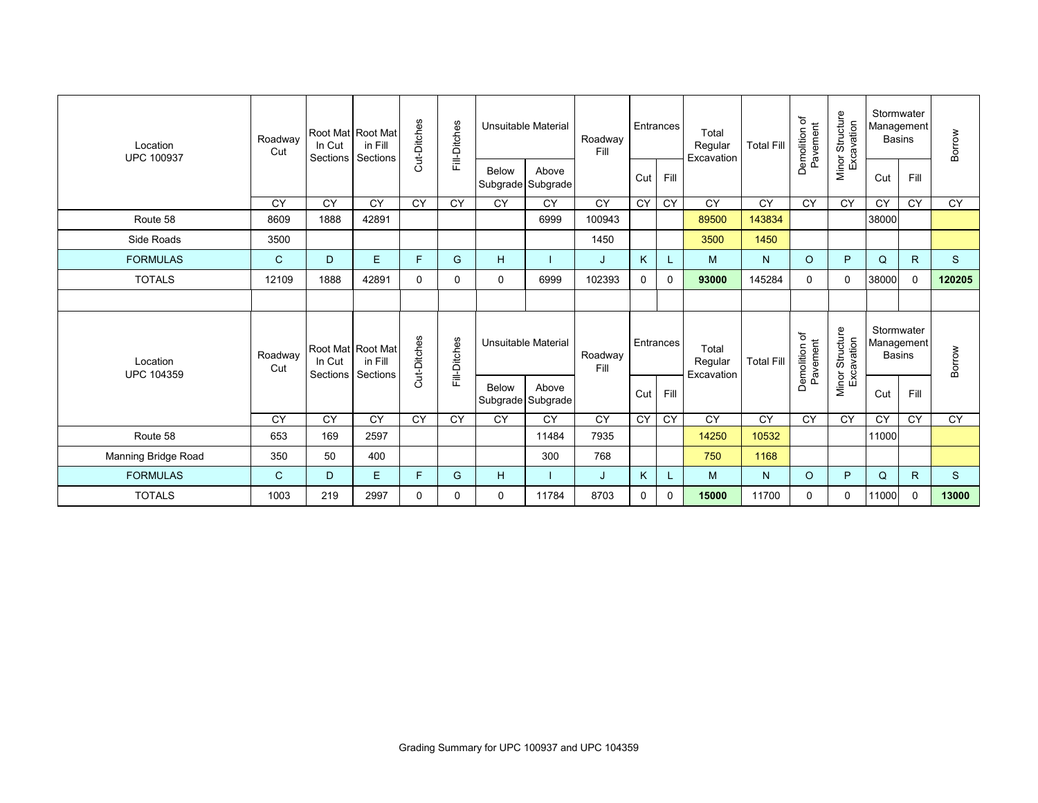| Location UPC 100937 | Roadway Cut | Root Mat In Cut Sections | Root Mat in Fill Sections | Cut-Ditches | Fill-Ditches | Unsuitable Material | | Roadway Fill | Entrances | | Total Regular Excavation | Total Fill | Demolition of Pavement | Minor Structure Excavation | Stormwater Management Basins | | Borrow |
|---|---|---|---|---|---|---|---|---|---|---|---|---|---|---|---|---|---|
| | | | | | | Below Subgrade | Above Subgrade | | Cut | Fill | | | | | Cut | Fill | |
| | CY | CY | CY | CY | CY | CY | CY | CY | CY | CY | CY | CY | CY | CY | CY | CY | CY |
| Route 58 | 8609 | 1888 | 42891 | | | | 6999 | 100943 | | | 89500 | 143834 | | | 38000 | | |
| Side Roads | 3500 | | | | | | | 1450 | | | 3500 | 1450 | | | | | |
| FORMULAS | C | D | E | F | G | H | I | J | K | L | M | N | O | P | Q | R | S |
| TOTALS | 12109 | 1888 | 42891 | 0 | 0 | 0 | 6999 | 102393 | 0 | 0 | **93000** | 145284 | 0 | 0 | 38000 | 0 | **120205** |

| Location UPC 104359 | Roadway Cut | Root Mat In Cut Sections | Root Mat in Fill Sections | Cut-Ditches | Fill-Ditches | Unsuitable Material | | Roadway Fill | Entrances | | Total Regular Excavation | Total Fill | Demolition of Pavement | Minor Structure Excavation | Stormwater Management Basins | | Borrow |
|---|---|---|---|---|---|---|---|---|---|---|---|---|---|---|---|---|---|
| | | | | | | Below Subgrade | Above Subgrade | | Cut | Fill | | | | | Cut | Fill | |
| | CY | CY | CY | CY | CY | CY | CY | CY | CY | CY | CY | CY | CY | CY | CY | CY | CY |
| Route 58 | 653 | 169 | 2597 | | | | 11484 | 7935 | | | 14250 | 10532 | | | 11000 | | |
| Manning Bridge Road | 350 | 50 | 400 | | | | 300 | 768 | | | 750 | 1168 | | | | | |
| FORMULAS | C | D | E | F | G | H | I | J | K | L | M | N | O | P | Q | R | S |
| TOTALS | 1003 | 219 | 2997 | 0 | 0 | 0 | 11784 | 8703 | 0 | 0 | **15000** | 11700 | 0 | 0 | 11000 | 0 | **13000** |

Grading Summary for UPC 100937 and UPC 104359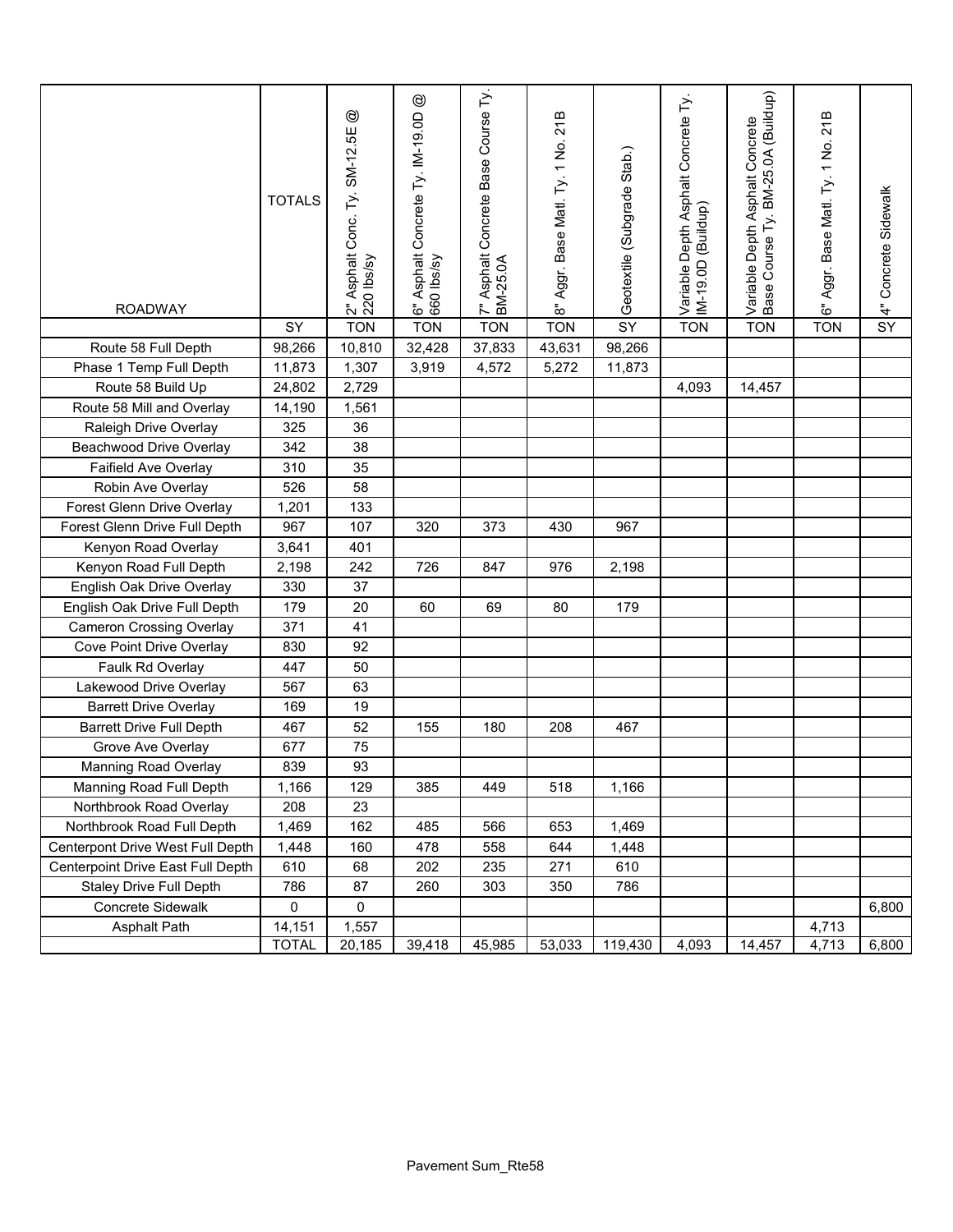| ROADWAY | TOTALS | 2" Asphalt Conc. Ty. SM-12.5E @ 220 lbs/sy | 6" Asphalt Concrete Ty. IM-19.0D @ 660 lbs/sy | 7" Asphalt Concrete Base Course Ty. BM-25.0A | 8" Aggr. Base Matl. Ty. 1 No. 21B | Geotextile (Subgrade Stab.) | Variable Depth Asphalt Concrete Ty. IM-19.0D (Buildup) | Variable Depth Asphalt Concrete Base Course Ty. BM-25.0A (Buildup) | 6" Aggr. Base Matl. Ty. 1 No. 21B | 4" Concrete Sidewalk |
|---|---|---|---|---|---|---|---|---|---|---|
| | SY | TON | TON | TON | TON | SY | TON | TON | TON | SY |
| Route 58 Full Depth | 98,266 | 10,810 | 32,428 | 37,833 | 43,631 | 98,266 | | | | |
| Phase 1 Temp Full Depth | 11,873 | 1,307 | 3,919 | 4,572 | 5,272 | 11,873 | | | | |
| Route 58 Build Up | 24,802 | 2,729 | | | | | 4,093 | 14,457 | | |
| Route 58 Mill and Overlay | 14,190 | 1,561 | | | | | | | | |
| Raleigh Drive Overlay | 325 | 36 | | | | | | | | |
| Beachwood Drive Overlay | 342 | 38 | | | | | | | | |
| Faifield Ave Overlay | 310 | 35 | | | | | | | | |
| Robin Ave Overlay | 526 | 58 | | | | | | | | |
| Forest Glenn Drive Overlay | 1,201 | 133 | | | | | | | | |
| Forest Glenn Drive Full Depth | 967 | 107 | 320 | 373 | 430 | 967 | | | | |
| Kenyon Road Overlay | 3,641 | 401 | | | | | | | | |
| Kenyon Road Full Depth | 2,198 | 242 | 726 | 847 | 976 | 2,198 | | | | |
| English Oak Drive Overlay | 330 | 37 | | | | | | | | |
| English Oak Drive Full Depth | 179 | 20 | 60 | 69 | 80 | 179 | | | | |
| Cameron Crossing Overlay | 371 | 41 | | | | | | | | |
| Cove Point Drive Overlay | 830 | 92 | | | | | | | | |
| Faulk Rd Overlay | 447 | 50 | | | | | | | | |
| Lakewood Drive Overlay | 567 | 63 | | | | | | | | |
| Barrett Drive Overlay | 169 | 19 | | | | | | | | |
| Barrett Drive Full Depth | 467 | 52 | 155 | 180 | 208 | 467 | | | | |
| Grove Ave Overlay | 677 | 75 | | | | | | | | |
| Manning Road Overlay | 839 | 93 | | | | | | | | |
| Manning Road Full Depth | 1,166 | 129 | 385 | 449 | 518 | 1,166 | | | | |
| Northbrook Road Overlay | 208 | 23 | | | | | | | | |
| Northbrook Road Full Depth | 1,469 | 162 | 485 | 566 | 653 | 1,469 | | | | |
| Centerpont Drive West Full Depth | 1,448 | 160 | 478 | 558 | 644 | 1,448 | | | | |
| Centerpoint Drive East Full Depth | 610 | 68 | 202 | 235 | 271 | 610 | | | | |
| Staley Drive Full Depth | 786 | 87 | 260 | 303 | 350 | 786 | | | | |
| Concrete Sidewalk | 0 | 0 | | | | | | | | 6,800 |
| Asphalt Path | 14,151 | 1,557 | | | | | | | 4,713 | |
| | TOTAL | 20,185 | 39,418 | 45,985 | 53,033 | 119,430 | 4,093 | 14,457 | 4,713 | 6,800 |

Pavement Sum_Rte58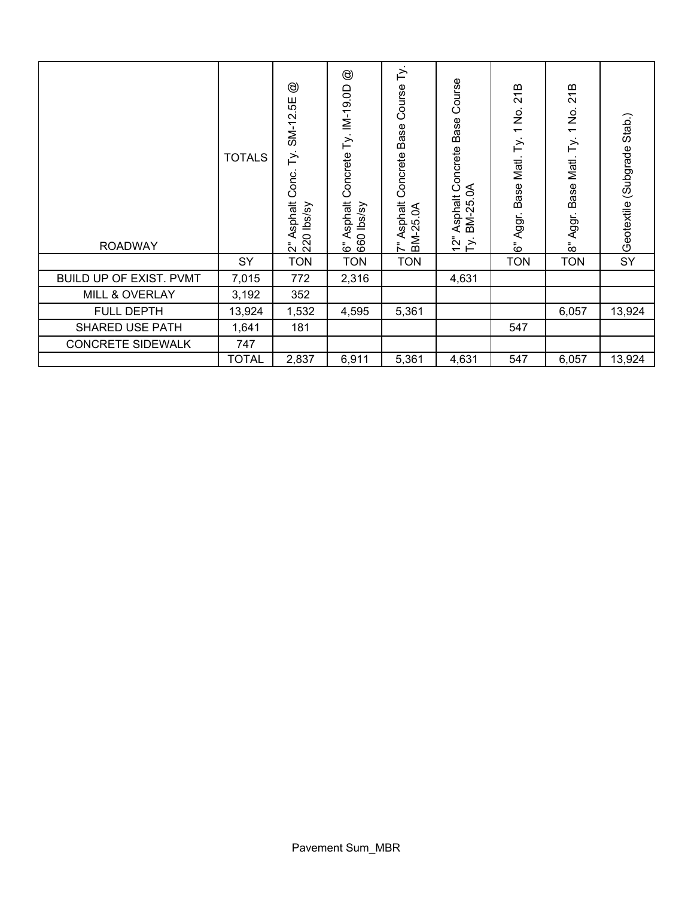| ROADWAY | TOTALS | 2" Asphalt Conc. Ty. SM-12.5E @ 220 lbs/sy | 6" Asphalt Concrete Ty. IM-19.0D @ 660 lbs/sy | 7" Asphalt Concrete Base Course Ty. BM-25.0A | 12" Asphalt Concrete Base Course Ty. BM-25.0A | 6" Aggr. Base Matl. Ty. 1 No. 21B | 8" Aggr. Base Matl. Ty. 1 No. 21B | Geotextile (Subgrade Stab.) |
|---|---|---|---|---|---|---|---|---|
| | SY | TON | TON | TON | | TON | TON | SY |
| BUILD UP OF EXIST. PVMT | 7,015 | 772 | 2,316 | | 4,631 | | | |
| MILL & OVERLAY | 3,192 | 352 | | | | | | |
| FULL DEPTH | 13,924 | 1,532 | 4,595 | 5,361 | | | 6,057 | 13,924 |
| SHARED USE PATH | 1,641 | 181 | | | | 547 | | |
| CONCRETE SIDEWALK | 747 | | | | | | | |
| | TOTAL | 2,837 | 6,911 | 5,361 | 4,631 | 547 | 6,057 | 13,924 |

Pavement Sum_MBR